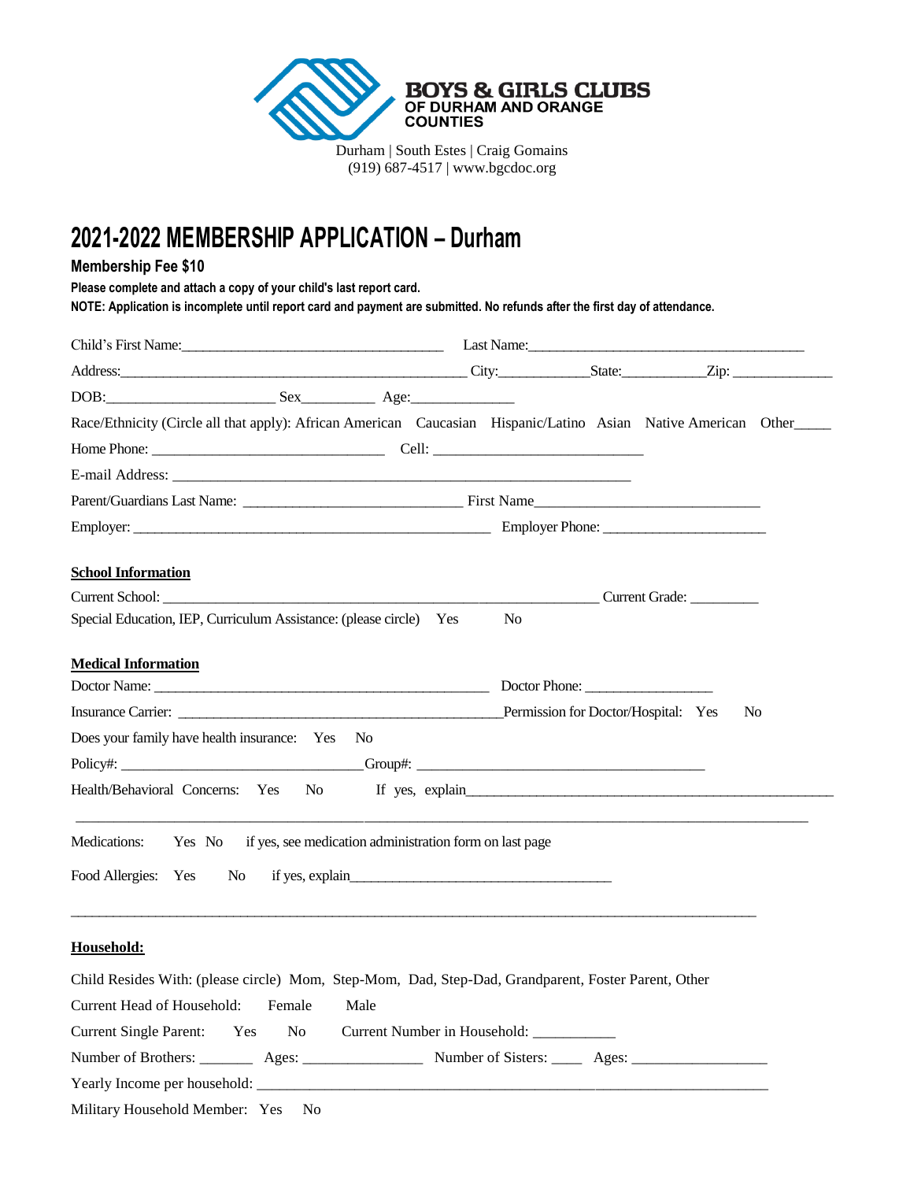**BOYS & GIRLS CLUBS**
**OF DURHAM AND ORANGE COUNTIES**

Durham | South Estes | Craig Gomains
(919) 687-4517 | www.bgcdoc.org

# 2021-2022 MEMBERSHIP APPLICATION – Durham

**Membership Fee $10**

**Please complete and attach a copy of your child's last report card.**

**NOTE: Application is incomplete until report card and payment are submitted. No refunds after the first day of attendance.**

Child's First Name:_____________________________________ Last Name:________________________________________

Address:__________________________________________________ City:_____________State:____________Zip: ______________

DOB:________________________ Sex__________ Age:______________

Race/Ethnicity (Circle all that apply): African American Caucasian Hispanic/Latino Asian Native American Other_____

Home Phone: _______________________________ Cell: ____________________________

E-mail Address: _______________________________________________________________

Parent/Guardians Last Name: ______________________________ First Name________________________________

Employer: __________________________________________________ Employer Phone: ______________________

**School Information**

Current School: ______________________________________________________________ Current Grade: _________

Special Education, IEP, Curriculum Assistance: (please circle) Yes No

**Medical Information**

Doctor Name: ________________________________________________ Doctor Phone: _________________

Insurance Carrier: ______________________________________________Permission for Doctor/Hospital: Yes No

Does your family have health insurance: Yes No

Policy#: _________________________________Group#: ________________________________________

Health/Behavioral Concerns: Yes No If yes, explain______________________________________________________

_____________________________________________________________________________________________

Medications: Yes No if yes, see medication administration form on last page

Food Allergies: Yes No if yes, explain____________________________________

_____________________________________________________________________________________________

**Household:**

Child Resides With: (please circle) Mom, Step-Mom, Dad, Step-Dad, Grandparent, Foster Parent, Other

Current Head of Household: Female Male

Current Single Parent: Yes No Current Number in Household: ___________

Number of Brothers: _______ Ages: ________________ Number of Sisters: ____ Ages: __________________

Yearly Income per household: ______________________________________________________________________

Military Household Member: Yes No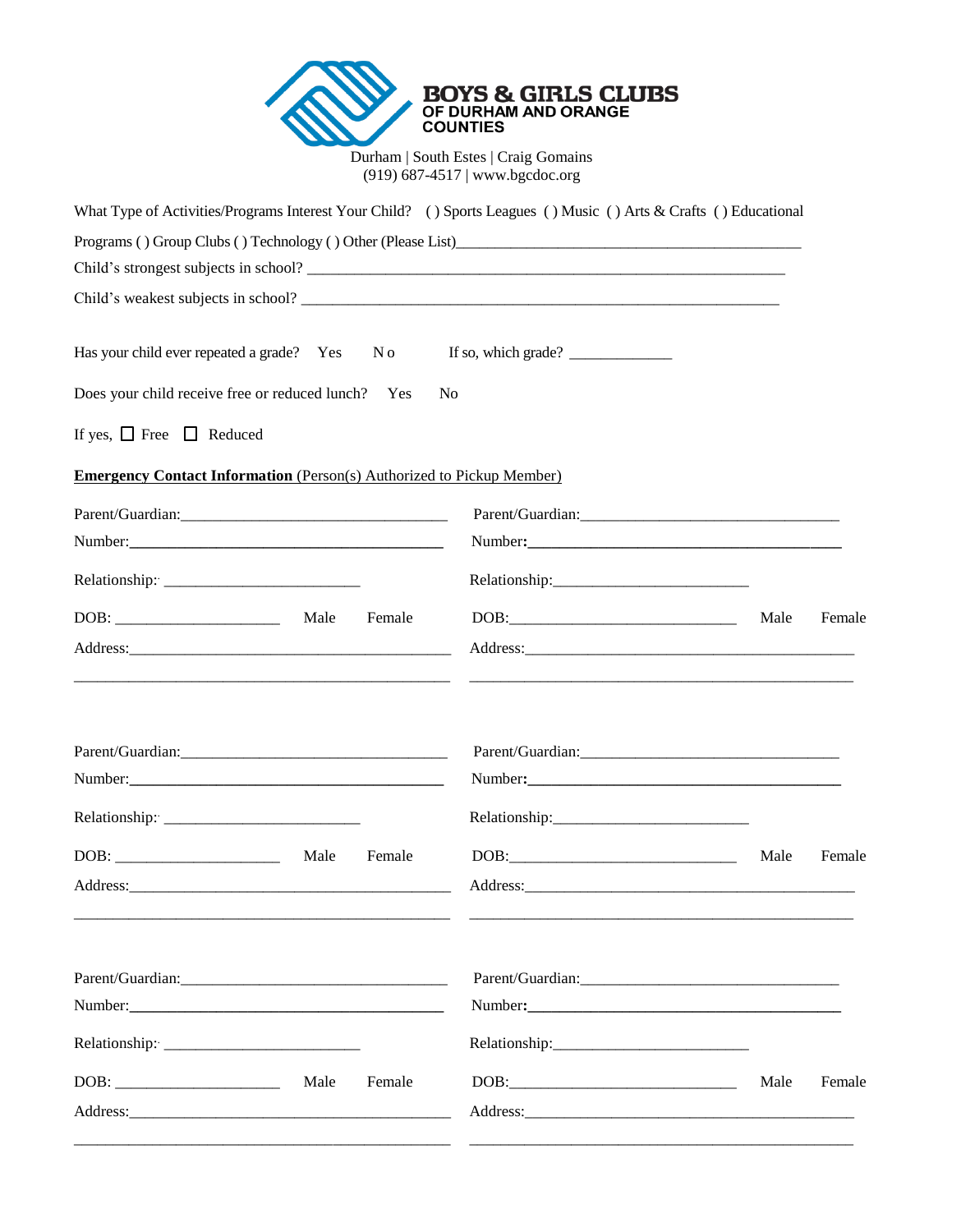# BOYS & GIRLS CLUBS OF DURHAM AND ORANGE COUNTIES

Durham | South Estes | Craig Gomains
(919) 687-4517 | www.bgcdoc.org

What Type of Activities/Programs Interest Your Child? ( ) Sports Leagues ( ) Music ( ) Arts & Crafts ( ) Educational Programs ( ) Group Clubs ( ) Technology ( ) Other (Please List)_____________________________________________

Child's strongest subjects in school? _______________________________________________________________

Child's weakest subjects in school? _______________________________________________________________

Has your child ever repeated a grade? Yes No If so, which grade? _____________

Does your child receive free or reduced lunch? Yes No

If yes, ☐ Free ☐ Reduced

**Emergency Contact Information** (Person(s) Authorized to Pickup Member)

Parent/Guardian:__________________________________ Parent/Guardian:________________________________

Number:__________________________________________ Number:__________________________________________

Relationship: ________________________ Relationship:________________________

DOB: ____________________ Male Female DOB:____________________________ Male Female

Address:__________________________________________ Address:____________________________________________

_________________________________________________ _____________________________________________

Parent/Guardian:__________________________________ Parent/Guardian:________________________________

Number:__________________________________________ Number:__________________________________________

Relationship: ________________________ Relationship:________________________

DOB: ____________________ Male Female DOB:____________________________ Male Female

Address:__________________________________________ Address:____________________________________________

_________________________________________________ _____________________________________________

Parent/Guardian:__________________________________ Parent/Guardian:________________________________

Number:__________________________________________ Number:__________________________________________

Relationship: ________________________ Relationship:________________________

DOB: ____________________ Male Female DOB:____________________________ Male Female

Address:__________________________________________ Address:____________________________________________

_________________________________________________ _____________________________________________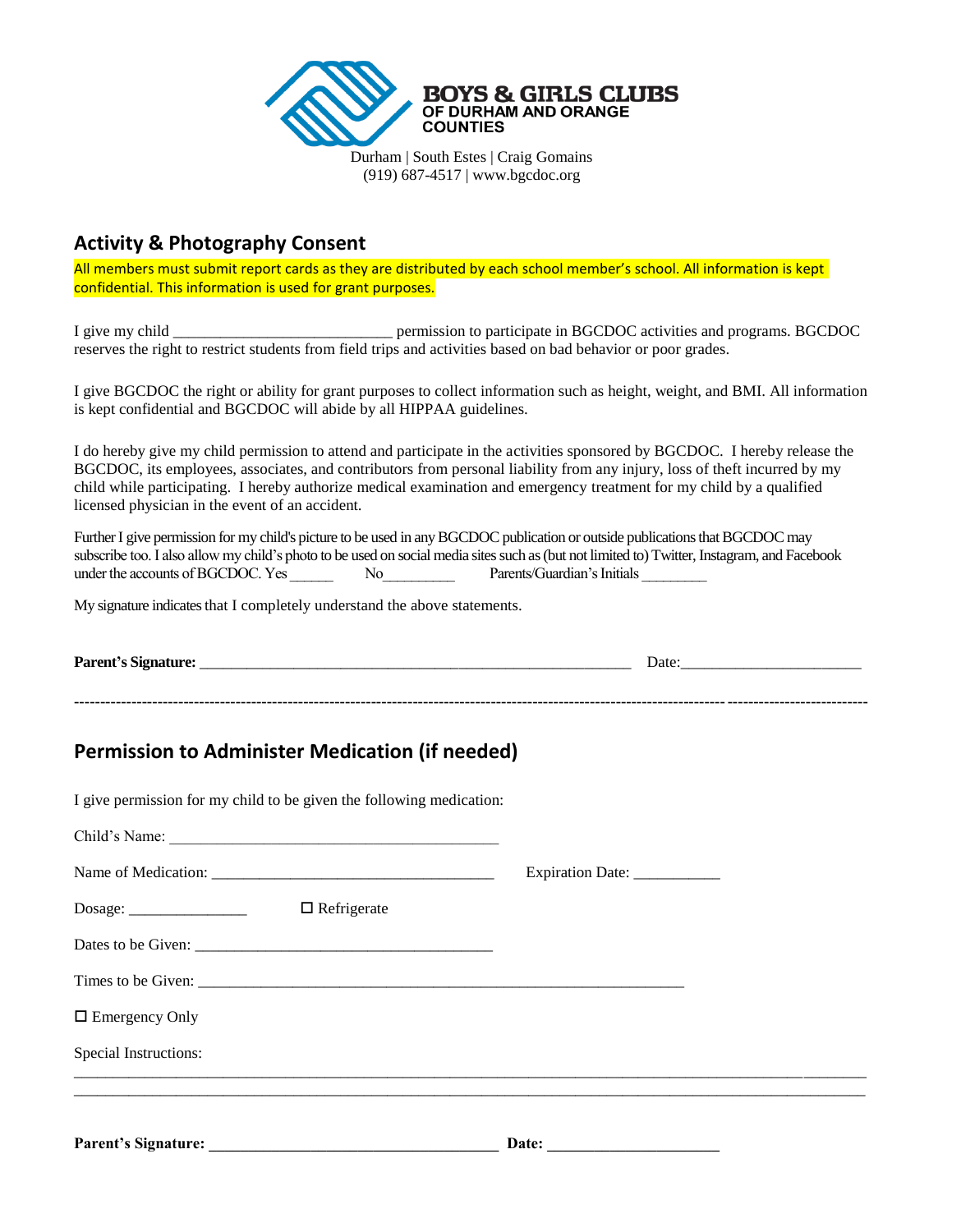**BOYS & GIRLS CLUBS**
**OF DURHAM AND ORANGE COUNTIES**

Durham | South Estes | Craig Gomains
(919) 687-4517 | www.bgcdoc.org

## Activity & Photography Consent

All members must submit report cards as they are distributed by each school member's school. All information is kept confidential. This information is used for grant purposes.

I give my child ___________________________ permission to participate in BGCDOC activities and programs. BGCDOC reserves the right to restrict students from field trips and activities based on bad behavior or poor grades.

I give BGCDOC the right or ability for grant purposes to collect information such as height, weight, and BMI. All information is kept confidential and BGCDOC will abide by all HIPPAA guidelines.

I do hereby give my child permission to attend and participate in the activities sponsored by BGCDOC. I hereby release the BGCDOC, its employees, associates, and contributors from personal liability from any injury, loss of theft incurred by my child while participating. I hereby authorize medical examination and emergency treatment for my child by a qualified licensed physician in the event of an accident.

Further I give permission for my child's picture to be used in any BGCDOC publication or outside publications that BGCDOC may subscribe too. I also allow my child's photo to be used on social media sites such as (but not limited to) Twitter, Instagram, and Facebook under the accounts of BGCDOC. Yes ______ No_________ Parents/Guardian's Initials ________

My signature indicates that I completely understand the above statements.

**Parent's Signature:** _________________________________________________ Date:______________________

---

## Permission to Administer Medication (if needed)

I give permission for my child to be given the following medication:

Child's Name: ________________________________________

Name of Medication: __________________________________ Expiration Date: ___________

Dosage: _______________ ☐ Refrigerate

Dates to be Given: ____________________________________

Times to be Given: __________________________________________________________

☐ Emergency Only

Special Instructions:

_____________________________________________________________________________________________

_____________________________________________________________________________________________

**Parent's Signature: _____________________________________ Date: ______________________**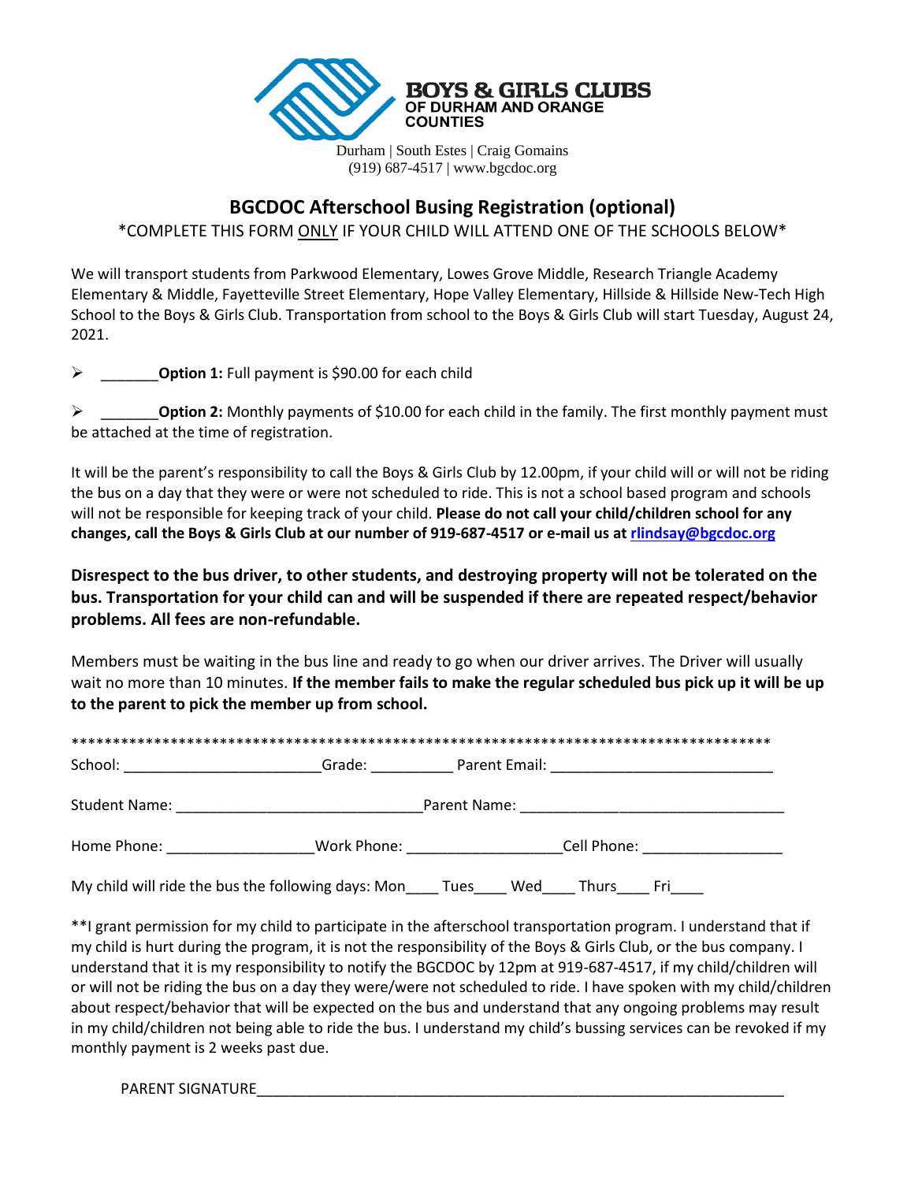**BOYS & GIRLS CLUBS**
**OF DURHAM AND ORANGE COUNTIES**

Durham | South Estes | Craig Gomains
(919) 687-4517 | www.bgcdoc.org

## BGCDOC Afterschool Busing Registration (optional)

*COMPLETE THIS FORM ONLY IF YOUR CHILD WILL ATTEND ONE OF THE SCHOOLS BELOW*

We will transport students from Parkwood Elementary, Lowes Grove Middle, Research Triangle Academy Elementary & Middle, Fayetteville Street Elementary, Hope Valley Elementary, Hillside & Hillside New-Tech High School to the Boys & Girls Club. Transportation from school to the Boys & Girls Club will start Tuesday, August 24, 2021.

- _______**Option 1:** Full payment is $90.00 for each child
- _______**Option 2:** Monthly payments of $10.00 for each child in the family. The first monthly payment must be attached at the time of registration.

It will be the parent's responsibility to call the Boys & Girls Club by 12.00pm, if your child will or will not be riding the bus on a day that they were or were not scheduled to ride. This is not a school based program and schools will not be responsible for keeping track of your child. **Please do not call your child/children school for any changes, call the Boys & Girls Club at our number of 919-687-4517 or e-mail us at rlindsay@bgcdoc.org**

**Disrespect to the bus driver, to other students, and destroying property will not be tolerated on the bus. Transportation for your child can and will be suspended if there are repeated respect/behavior problems. All fees are non-refundable.**

Members must be waiting in the bus line and ready to go when our driver arrives. The Driver will usually wait no more than 10 minutes. **If the member fails to make the regular scheduled bus pick up it will be up to the parent to pick the member up from school.**

******************************************************************************************

School: ________________________Grade: __________ Parent Email: ___________________________

Student Name: ______________________________Parent Name: ________________________________

Home Phone: __________________Work Phone: ___________________Cell Phone: _________________

My child will ride the bus the following days: Mon____ Tues____ Wed____ Thurs____ Fri____

**I grant permission for my child to participate in the afterschool transportation program. I understand that if my child is hurt during the program, it is not the responsibility of the Boys & Girls Club, or the bus company. I understand that it is my responsibility to notify the BGCDOC by 12pm at 919-687-4517, if my child/children will or will not be riding the bus on a day they were/were not scheduled to ride. I have spoken with my child/children about respect/behavior that will be expected on the bus and understand that any ongoing problems may result in my child/children not being able to ride the bus. I understand my child's bussing services can be revoked if my monthly payment is 2 weeks past due.

PARENT SIGNATURE__________________________________________________________________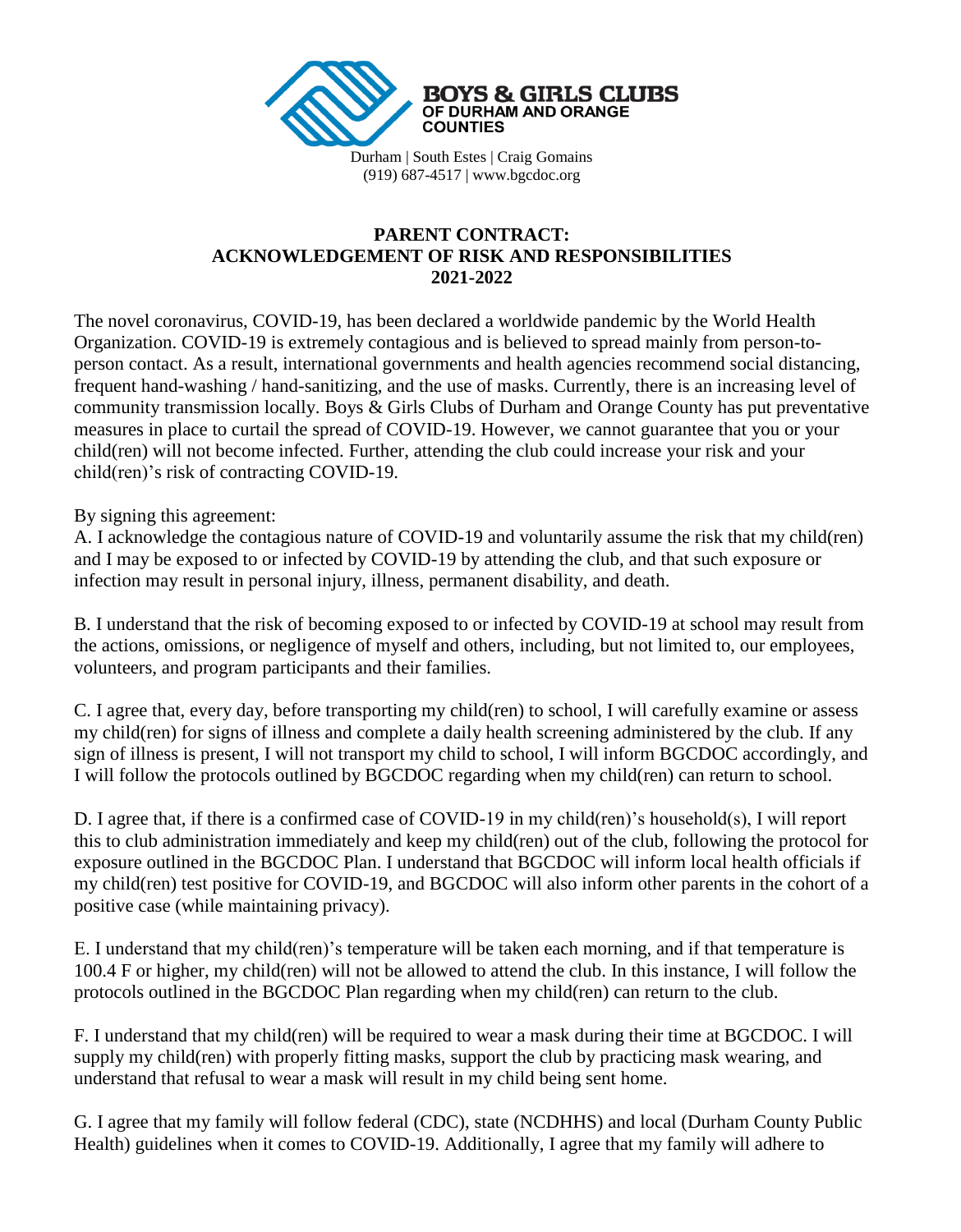BOYS & GIRLS CLUBS OF DURHAM AND ORANGE COUNTIES

Durham | South Estes | Craig Gomains
(919) 687-4517 | www.bgcdoc.org

## PARENT CONTRACT: ACKNOWLEDGEMENT OF RISK AND RESPONSIBILITIES 2021-2022

The novel coronavirus, COVID-19, has been declared a worldwide pandemic by the World Health Organization. COVID-19 is extremely contagious and is believed to spread mainly from person-to-person contact. As a result, international governments and health agencies recommend social distancing, frequent hand-washing / hand-sanitizing, and the use of masks. Currently, there is an increasing level of community transmission locally. Boys & Girls Clubs of Durham and Orange County has put preventative measures in place to curtail the spread of COVID-19. However, we cannot guarantee that you or your child(ren) will not become infected. Further, attending the club could increase your risk and your child(ren)'s risk of contracting COVID-19.

By signing this agreement:

A. I acknowledge the contagious nature of COVID-19 and voluntarily assume the risk that my child(ren) and I may be exposed to or infected by COVID-19 by attending the club, and that such exposure or infection may result in personal injury, illness, permanent disability, and death.

B. I understand that the risk of becoming exposed to or infected by COVID-19 at school may result from the actions, omissions, or negligence of myself and others, including, but not limited to, our employees, volunteers, and program participants and their families.

C. I agree that, every day, before transporting my child(ren) to school, I will carefully examine or assess my child(ren) for signs of illness and complete a daily health screening administered by the club. If any sign of illness is present, I will not transport my child to school, I will inform BGCDOC accordingly, and I will follow the protocols outlined by BGCDOC regarding when my child(ren) can return to school.

D. I agree that, if there is a confirmed case of COVID-19 in my child(ren)'s household(s), I will report this to club administration immediately and keep my child(ren) out of the club, following the protocol for exposure outlined in the BGCDOC Plan. I understand that BGCDOC will inform local health officials if my child(ren) test positive for COVID-19, and BGCDOC will also inform other parents in the cohort of a positive case (while maintaining privacy).

E. I understand that my child(ren)'s temperature will be taken each morning, and if that temperature is 100.4 F or higher, my child(ren) will not be allowed to attend the club. In this instance, I will follow the protocols outlined in the BGCDOC Plan regarding when my child(ren) can return to the club.

F. I understand that my child(ren) will be required to wear a mask during their time at BGCDOC. I will supply my child(ren) with properly fitting masks, support the club by practicing mask wearing, and understand that refusal to wear a mask will result in my child being sent home.

G. I agree that my family will follow federal (CDC), state (NCDHHS) and local (Durham County Public Health) guidelines when it comes to COVID-19. Additionally, I agree that my family will adhere to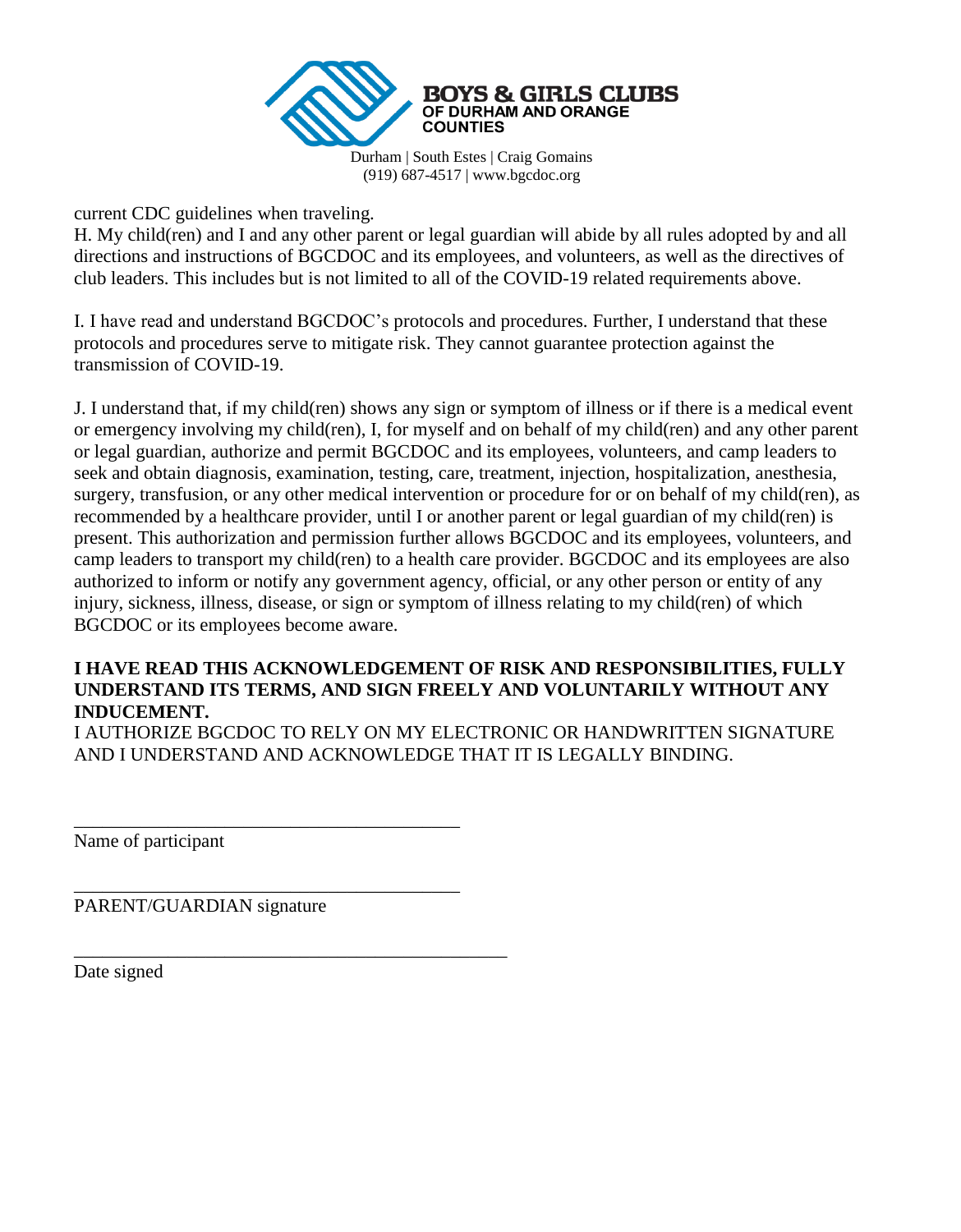current CDC guidelines when traveling.

H. My child(ren) and I and any other parent or legal guardian will abide by all rules adopted by and all directions and instructions of BGCDOC and its employees, and volunteers, as well as the directives of club leaders. This includes but is not limited to all of the COVID-19 related requirements above.

I. I have read and understand BGCDOC's protocols and procedures. Further, I understand that these protocols and procedures serve to mitigate risk. They cannot guarantee protection against the transmission of COVID-19.

J. I understand that, if my child(ren) shows any sign or symptom of illness or if there is a medical event or emergency involving my child(ren), I, for myself and on behalf of my child(ren) and any other parent or legal guardian, authorize and permit BGCDOC and its employees, volunteers, and camp leaders to seek and obtain diagnosis, examination, testing, care, treatment, injection, hospitalization, anesthesia, surgery, transfusion, or any other medical intervention or procedure for or on behalf of my child(ren), as recommended by a healthcare provider, until I or another parent or legal guardian of my child(ren) is present. This authorization and permission further allows BGCDOC and its employees, volunteers, and camp leaders to transport my child(ren) to a health care provider. BGCDOC and its employees are also authorized to inform or notify any government agency, official, or any other person or entity of any injury, sickness, illness, disease, or sign or symptom of illness relating to my child(ren) of which BGCDOC or its employees become aware.

**I HAVE READ THIS ACKNOWLEDGEMENT OF RISK AND RESPONSIBILITIES, FULLY UNDERSTAND ITS TERMS, AND SIGN FREELY AND VOLUNTARILY WITHOUT ANY INDUCEMENT.**

I AUTHORIZE BGCDOC TO RELY ON MY ELECTRONIC OR HANDWRITTEN SIGNATURE AND I UNDERSTAND AND ACKNOWLEDGE THAT IT IS LEGALLY BINDING.

\_\_\_\_\_\_\_\_\_\_\_\_\_\_\_\_\_\_\_\_\_\_\_\_\_\_\_\_\_\_\_\_\_\_\_\_\_\_\_\_\_\_

Name of participant

\_\_\_\_\_\_\_\_\_\_\_\_\_\_\_\_\_\_\_\_\_\_\_\_\_\_\_\_\_\_\_\_\_\_\_\_\_\_\_\_\_\_

PARENT/GUARDIAN signature

\_\_\_\_\_\_\_\_\_\_\_\_\_\_\_\_\_\_\_\_\_\_\_\_\_\_\_\_\_\_\_\_\_\_\_\_\_\_\_\_\_\_\_\_\_\_\_

Date signed